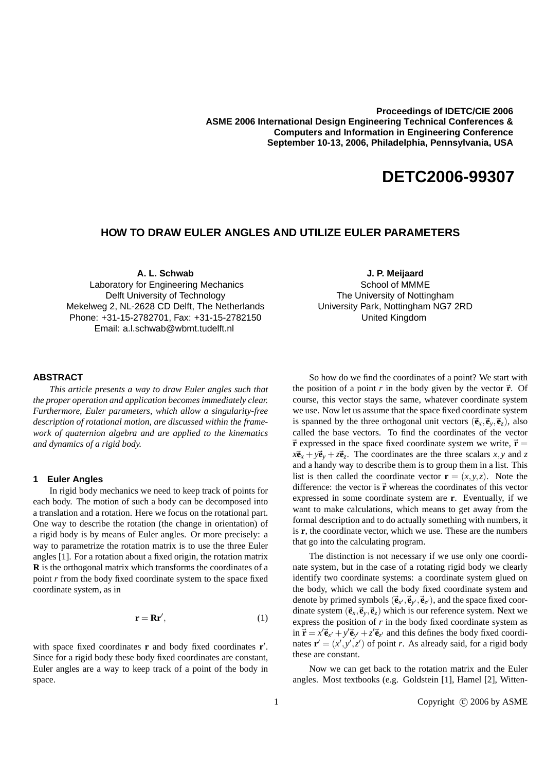**Proceedings of IDETC/CIE 2006**
**ASME 2006 International Design Engineering Technical Conferences &**
**Computers and Information in Engineering Conference**
**September 10-13, 2006, Philadelphia, Pennsylvania, USA**

# DETC2006-99307

## HOW TO DRAW EULER ANGLES AND UTILIZE EULER PARAMETERS

**A. L. Schwab**
Laboratory for Engineering Mechanics
Delft University of Technology
Mekelweg 2, NL-2628 CD Delft, The Netherlands
Phone: +31-15-2782701, Fax: +31-15-2782150
Email: a.l.schwab@wbmt.tudelft.nl

**J. P. Meijaard**
School of MMME
The University of Nottingham
University Park, Nottingham NG7 2RD
United Kingdom

### ABSTRACT

*This article presents a way to draw Euler angles such that the proper operation and application becomes immediately clear. Furthermore, Euler parameters, which allow a singularity-free description of rotational motion, are discussed within the framework of quaternion algebra and are applied to the kinematics and dynamics of a rigid body.*

### 1 Euler Angles

In rigid body mechanics we need to keep track of points for each body. The motion of such a body can be decomposed into a translation and a rotation. Here we focus on the rotational part. One way to describe the rotation (the change in orientation) of a rigid body is by means of Euler angles. Or more precisely: a way to parametrize the rotation matrix is to use the three Euler angles [1]. For a rotation about a fixed origin, the rotation matrix $\mathbf{R}$ is the orthogonal matrix which transforms the coordinates of a point $r$ from the body fixed coordinate system to the space fixed coordinate system, as in

$$\mathbf{r} = \mathbf{R}\mathbf{r}', \tag{1}$$

with space fixed coordinates $\mathbf{r}$ and body fixed coordinates $\mathbf{r}'$. Since for a rigid body these body fixed coordinates are constant, Euler angles are a way to keep track of a point of the body in space.

So how do we find the coordinates of a point? We start with the position of a point $r$ in the body given by the vector $\vec{\mathbf{r}}$. Of course, this vector stays the same, whatever coordinate system we use. Now let us assume that the space fixed coordinate system is spanned by the three orthogonal unit vectors $(\vec{\mathbf{e}}_x, \vec{\mathbf{e}}_y, \vec{\mathbf{e}}_z)$, also called the base vectors. To find the coordinates of the vector $\vec{\mathbf{r}}$ expressed in the space fixed coordinate system we write, $\vec{\mathbf{r}} = x\vec{\mathbf{e}}_x + y\vec{\mathbf{e}}_y + z\vec{\mathbf{e}}_z$. The coordinates are the three scalars $x, y$ and $z$ and a handy way to describe them is to group them in a list. This list is then called the coordinate vector $\mathbf{r} = (x, y, z)$. Note the difference: the vector is $\vec{\mathbf{r}}$ whereas the coordinates of this vector expressed in some coordinate system are $\mathbf{r}$. Eventually, if we want to make calculations, which means to get away from the formal description and to do actually something with numbers, it is $\mathbf{r}$, the coordinate vector, which we use. These are the numbers that go into the calculating program.

The distinction is not necessary if we use only one coordinate system, but in the case of a rotating rigid body we clearly identify two coordinate systems: a coordinate system glued on the body, which we call the body fixed coordinate system and denote by primed symbols $(\vec{\mathbf{e}}_{x'}, \vec{\mathbf{e}}_{y'}, \vec{\mathbf{e}}_{z'})$, and the space fixed coordinate system $(\vec{\mathbf{e}}_x, \vec{\mathbf{e}}_y, \vec{\mathbf{e}}_z)$ which is our reference system. Next we express the position of $r$ in the body fixed coordinate system as in $\vec{\mathbf{r}} = x'\vec{\mathbf{e}}_{x'} + y'\vec{\mathbf{e}}_{y'} + z'\vec{\mathbf{e}}_{z'}$ and this defines the body fixed coordinates $\mathbf{r}' = (x', y', z')$ of point $r$. As already said, for a rigid body these are constant.

Now we can get back to the rotation matrix and the Euler angles. Most textbooks (e.g. Goldstein [1], Hamel [2], Witten-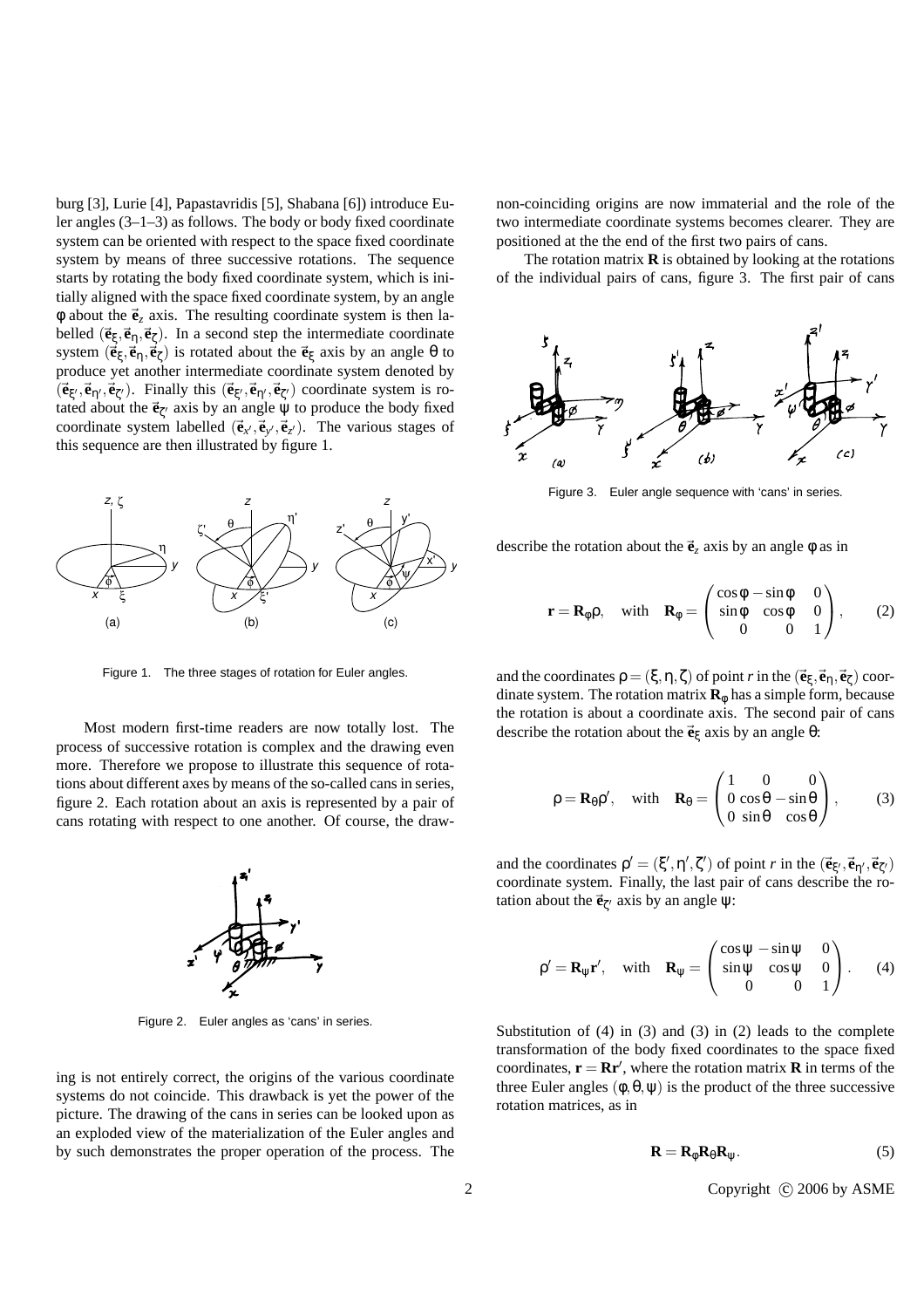burg [3], Lurie [4], Papastavridis [5], Shabana [6]) introduce Euler angles (3–1–3) as follows. The body or body fixed coordinate system can be oriented with respect to the space fixed coordinate system by means of three successive rotations. The sequence starts by rotating the body fixed coordinate system, which is initially aligned with the space fixed coordinate system, by an angle $\phi$ about the $\vec{\mathbf{e}}_z$ axis. The resulting coordinate system is then labelled $(\vec{\mathbf{e}}_\xi, \vec{\mathbf{e}}_\eta, \vec{\mathbf{e}}_\zeta)$. In a second step the intermediate coordinate system $(\vec{\mathbf{e}}_\xi, \vec{\mathbf{e}}_\eta, \vec{\mathbf{e}}_\zeta)$ is rotated about the $\vec{\mathbf{e}}_\xi$ axis by an angle $\theta$ to produce yet another intermediate coordinate system denoted by $(\vec{\mathbf{e}}_{\xi'}, \vec{\mathbf{e}}_{\eta'}, \vec{\mathbf{e}}_{\zeta'})$. Finally this $(\vec{\mathbf{e}}_{\xi'}, \vec{\mathbf{e}}_{\eta'}, \vec{\mathbf{e}}_{\zeta'})$ coordinate system is rotated about the $\vec{\mathbf{e}}_{\zeta'}$ axis by an angle $\psi$ to produce the body fixed coordinate system labelled $(\vec{\mathbf{e}}_{x'}, \vec{\mathbf{e}}_{y'}, \vec{\mathbf{e}}_{z'})$. The various stages of this sequence are then illustrated by figure 1.

Figure 1. The three stages of rotation for Euler angles.

Most modern first-time readers are now totally lost. The process of successive rotation is complex and the drawing even more. Therefore we propose to illustrate this sequence of rotations about different axes by means of the so-called cans in series, figure 2. Each rotation about an axis is represented by a pair of cans rotating with respect to one another. Of course, the drawing is not entirely correct, the origins of the various coordinate systems do not coincide. This drawback is yet the power of the picture. The drawing of the cans in series can be looked upon as an exploded view of the materialization of the Euler angles and by such demonstrates the proper operation of the process. The non-coinciding origins are now immaterial and the role of the two intermediate coordinate systems becomes clearer. They are positioned at the the end of the first two pairs of cans.

Figure 2. Euler angles as 'cans' in series.

The rotation matrix $\mathbf{R}$ is obtained by looking at the rotations of the individual pairs of cans, figure 3. The first pair of cans describe the rotation about the $\vec{\mathbf{e}}_z$ axis by an angle $\phi$ as in

Figure 3. Euler angle sequence with 'cans' in series.

$$\mathbf{r} = \mathbf{R}_\phi \rho, \quad \text{with} \quad \mathbf{R}_\phi = \begin{pmatrix} \cos\phi & -\sin\phi & 0 \\ \sin\phi & \cos\phi & 0 \\ 0 & 0 & 1 \end{pmatrix}, \tag{2}$$

and the coordinates $\rho = (\xi, \eta, \zeta)$ of point $r$ in the $(\vec{\mathbf{e}}_\xi, \vec{\mathbf{e}}_\eta, \vec{\mathbf{e}}_\zeta)$ coordinate system. The rotation matrix $\mathbf{R}_\phi$ has a simple form, because the rotation is about a coordinate axis. The second pair of cans describe the rotation about the $\vec{\mathbf{e}}_\xi$ axis by an angle $\theta$:

$$\rho = \mathbf{R}_\theta \rho', \quad \text{with} \quad \mathbf{R}_\theta = \begin{pmatrix} 1 & 0 & 0 \\ 0 & \cos\theta & -\sin\theta \\ 0 & \sin\theta & \cos\theta \end{pmatrix}, \tag{3}$$

and the coordinates $\rho' = (\xi', \eta', \zeta')$ of point $r$ in the $(\vec{\mathbf{e}}_{\xi'}, \vec{\mathbf{e}}_{\eta'}, \vec{\mathbf{e}}_{\zeta'})$ coordinate system. Finally, the last pair of cans describe the rotation about the $\vec{\mathbf{e}}_{\zeta'}$ axis by an angle $\psi$:

$$\rho' = \mathbf{R}_\psi \mathbf{r}', \quad \text{with} \quad \mathbf{R}_\psi = \begin{pmatrix} \cos\psi & -\sin\psi & 0 \\ \sin\psi & \cos\psi & 0 \\ 0 & 0 & 1 \end{pmatrix}. \tag{4}$$

Substitution of (4) in (3) and (3) in (2) leads to the complete transformation of the body fixed coordinates to the space fixed coordinates, $\mathbf{r} = \mathbf{R}\mathbf{r}'$, where the rotation matrix $\mathbf{R}$ in terms of the three Euler angles $(\phi, \theta, \psi)$ is the product of the three successive rotation matrices, as in

$$\mathbf{R} = \mathbf{R}_\phi \mathbf{R}_\theta \mathbf{R}_\psi. \tag{5}$$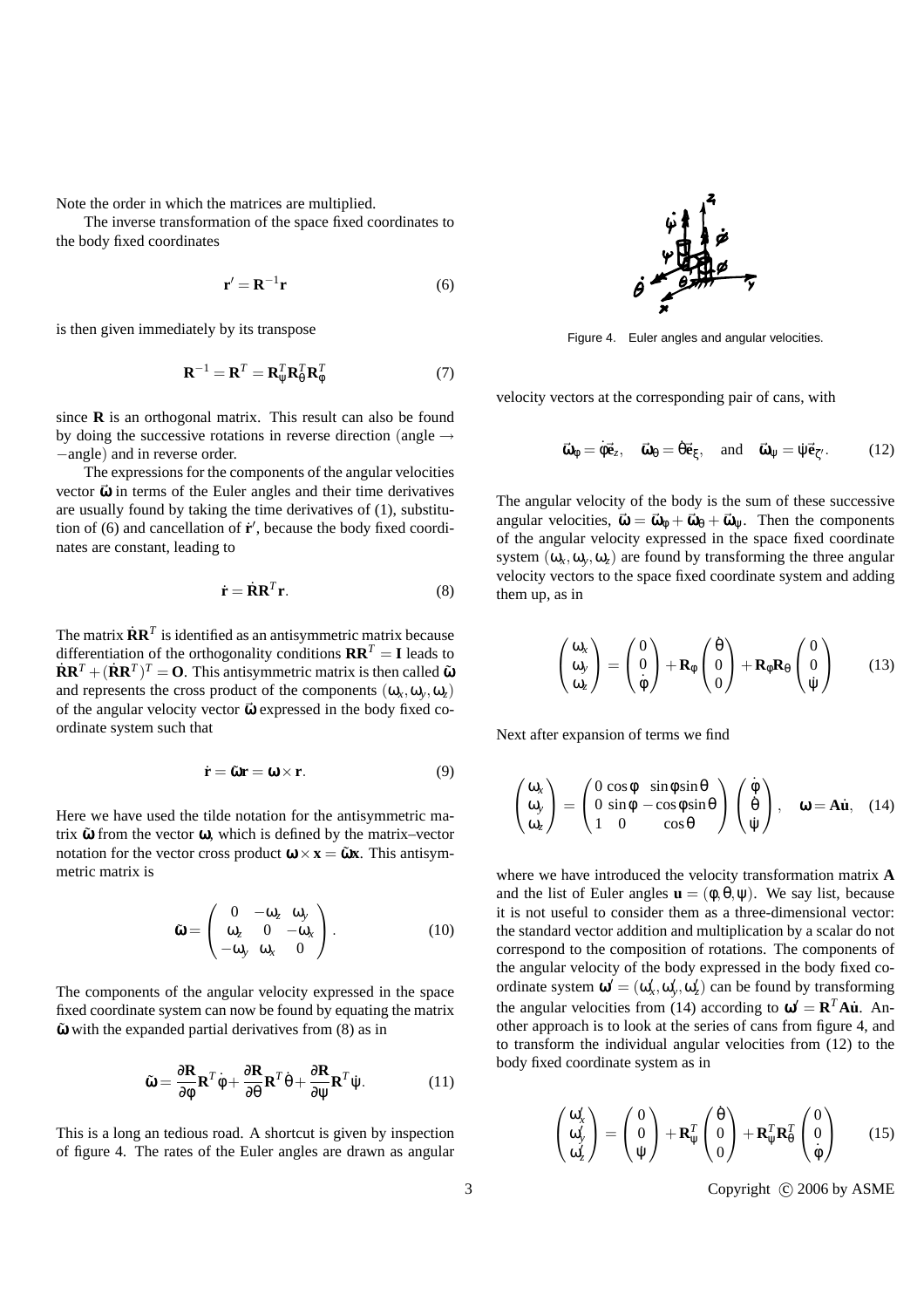Note the order in which the matrices are multiplied.

The inverse transformation of the space fixed coordinates to the body fixed coordinates

$$\mathbf{r}' = \mathbf{R}^{-1}\mathbf{r} \tag{6}$$

is then given immediately by its transpose

$$\mathbf{R}^{-1} = \mathbf{R}^T = \mathbf{R}_\psi^T \mathbf{R}_\theta^T \mathbf{R}_\phi^T \tag{7}$$

since $\mathbf{R}$ is an orthogonal matrix. This result can also be found by doing the successive rotations in reverse direction (angle $\rightarrow$ $-$angle) and in reverse order.

The expressions for the components of the angular velocities vector $\vec{\omega}$ in terms of the Euler angles and their time derivatives are usually found by taking the time derivatives of (1), substitution of (6) and cancellation of $\dot{\mathbf{r}}'$, because the body fixed coordinates are constant, leading to

$$\dot{\mathbf{r}} = \dot{\mathbf{R}}\mathbf{R}^T\mathbf{r}. \tag{8}$$

The matrix $\dot{\mathbf{R}}\mathbf{R}^T$ is identified as an antisymmetric matrix because differentiation of the orthogonality conditions $\mathbf{R}\mathbf{R}^T = \mathbf{I}$ leads to $\dot{\mathbf{R}}\mathbf{R}^T + (\dot{\mathbf{R}}\mathbf{R}^T)^T = \mathbf{O}$. This antisymmetric matrix is then called $\tilde{\boldsymbol{\omega}}$ and represents the cross product of the components $(\omega_x, \omega_y, \omega_z)$ of the angular velocity vector $\vec{\omega}$ expressed in the body fixed coordinate system such that

$$\dot{\mathbf{r}} = \tilde{\boldsymbol{\omega}}\mathbf{r} = \boldsymbol{\omega} \times \mathbf{r}. \tag{9}$$

Here we have used the tilde notation for the antisymmetric matrix $\tilde{\boldsymbol{\omega}}$ from the vector $\boldsymbol{\omega}$, which is defined by the matrix–vector notation for the vector cross product $\boldsymbol{\omega} \times \mathbf{x} = \tilde{\boldsymbol{\omega}}\mathbf{x}$. This antisymmetric matrix is

$$\tilde{\boldsymbol{\omega}} = \begin{pmatrix} 0 & -\omega_z & \omega_y \\ \omega_z & 0 & -\omega_x \\ -\omega_y & \omega_x & 0 \end{pmatrix}. \tag{10}$$

The components of the angular velocity expressed in the space fixed coordinate system can now be found by equating the matrix $\tilde{\boldsymbol{\omega}}$ with the expanded partial derivatives from (8) as in

$$\tilde{\boldsymbol{\omega}} = \frac{\partial \mathbf{R}}{\partial \phi}\mathbf{R}^T\dot{\phi} + \frac{\partial \mathbf{R}}{\partial \theta}\mathbf{R}^T\dot{\theta} + \frac{\partial \mathbf{R}}{\partial \psi}\mathbf{R}^T\dot{\psi}. \tag{11}$$

This is a long an tedious road. A shortcut is given by inspection of figure 4. The rates of the Euler angles are drawn as angular velocity vectors at the corresponding pair of cans, with

Figure 4. Euler angles and angular velocities.

$$\vec{\omega}_\phi = \dot{\phi}\vec{\mathbf{e}}_z, \quad \vec{\omega}_\theta = \dot{\theta}\vec{\mathbf{e}}_\xi, \quad \text{and} \quad \vec{\omega}_\psi = \dot{\psi}\vec{\mathbf{e}}_{\zeta'}. \tag{12}$$

The angular velocity of the body is the sum of these successive angular velocities, $\vec{\omega} = \vec{\omega}_\phi + \vec{\omega}_\theta + \vec{\omega}_\psi$. Then the components of the angular velocity expressed in the space fixed coordinate system $(\omega_x, \omega_y, \omega_z)$ are found by transforming the three angular velocity vectors to the space fixed coordinate system and adding them up, as in

$$\begin{pmatrix} \omega_x \\ \omega_y \\ \omega_z \end{pmatrix} = \begin{pmatrix} 0 \\ 0 \\ \dot{\phi} \end{pmatrix} + \mathbf{R}_\phi \begin{pmatrix} \dot{\theta} \\ 0 \\ 0 \end{pmatrix} + \mathbf{R}_\phi \mathbf{R}_\theta \begin{pmatrix} 0 \\ 0 \\ \dot{\psi} \end{pmatrix} \tag{13}$$

Next after expansion of terms we find

$$\begin{pmatrix} \omega_x \\ \omega_y \\ \omega_z \end{pmatrix} = \begin{pmatrix} 0 & \cos\phi & \sin\phi\sin\theta \\ 0 & \sin\phi & -\cos\phi\sin\theta \\ 1 & 0 & \cos\theta \end{pmatrix} \begin{pmatrix} \dot{\phi} \\ \dot{\theta} \\ \dot{\psi} \end{pmatrix}, \quad \boldsymbol{\omega} = \mathbf{A}\dot{\mathbf{u}}, \tag{14}$$

where we have introduced the velocity transformation matrix $\mathbf{A}$ and the list of Euler angles $\mathbf{u} = (\phi, \theta, \psi)$. We say list, because it is not useful to consider them as a three-dimensional vector: the standard vector addition and multiplication by a scalar do not correspond to the composition of rotations. The components of the angular velocity of the body expressed in the body fixed coordinate system $\boldsymbol{\omega}' = (\omega_x', \omega_y', \omega_z')$ can be found by transforming the angular velocities from (14) according to $\boldsymbol{\omega}' = \mathbf{R}^T\mathbf{A}\dot{\mathbf{u}}$. Another approach is to look at the series of cans from figure 4, and to transform the individual angular velocities from (12) to the body fixed coordinate system as in

$$\begin{pmatrix} \omega_x' \\ \omega_y' \\ \omega_z' \end{pmatrix} = \begin{pmatrix} 0 \\ 0 \\ \dot{\psi} \end{pmatrix} + \mathbf{R}_\psi^T \begin{pmatrix} \dot{\theta} \\ 0 \\ 0 \end{pmatrix} + \mathbf{R}_\psi^T \mathbf{R}_\theta^T \begin{pmatrix} 0 \\ 0 \\ \dot{\phi} \end{pmatrix} \tag{15}$$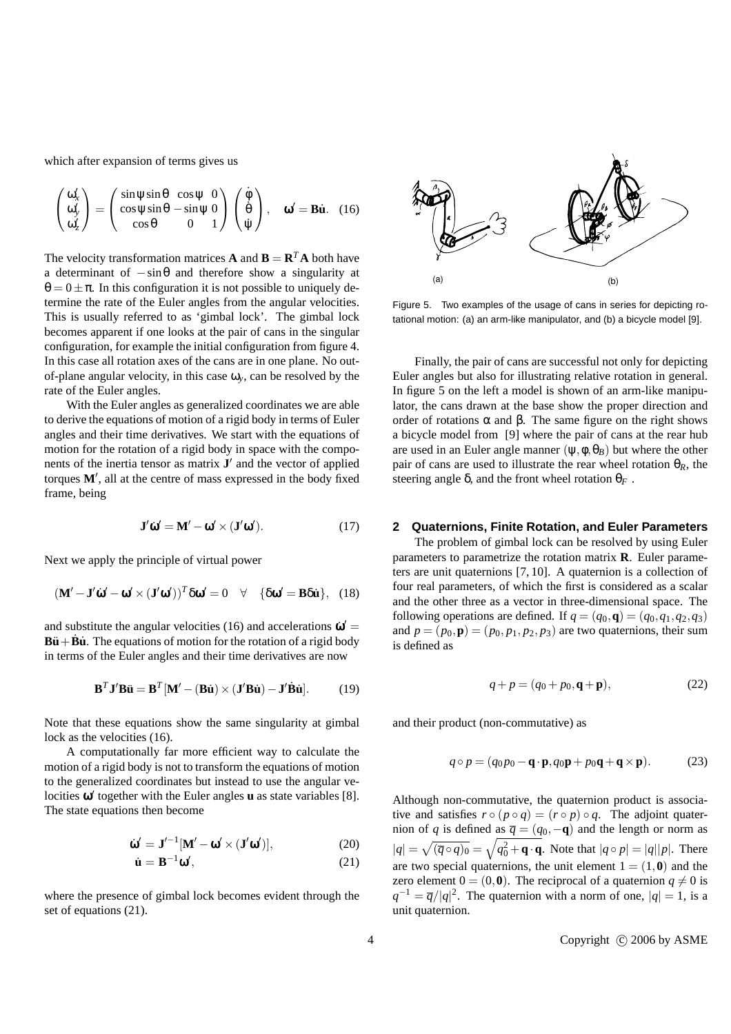which after expansion of terms gives us

$$\begin{pmatrix} \omega'_x \\ \omega'_y \\ \omega'_z \end{pmatrix} = \begin{pmatrix} \sin\psi\sin\theta & \cos\psi & 0 \\ \cos\psi\sin\theta & -\sin\psi & 0 \\ \cos\theta & 0 & 1 \end{pmatrix} \begin{pmatrix} \dot{\phi} \\ \dot{\theta} \\ \dot{\psi} \end{pmatrix}, \quad \omega' = \mathbf{B}\dot{\mathbf{u}}. \quad (16)$$

The velocity transformation matrices $\mathbf{A}$ and $\mathbf{B} = \mathbf{R}^T\mathbf{A}$ both have a determinant of $-\sin\theta$ and therefore show a singularity at $\theta = 0 \pm \pi$. In this configuration it is not possible to uniquely determine the rate of the Euler angles from the angular velocities. This is usually referred to as 'gimbal lock'. The gimbal lock becomes apparent if one looks at the pair of cans in the singular configuration, for example the initial configuration from figure 4. In this case all rotation axes of the cans are in one plane. No out-of-plane angular velocity, in this case $\omega_y$, can be resolved by the rate of the Euler angles.

With the Euler angles as generalized coordinates we are able to derive the equations of motion of a rigid body in terms of Euler angles and their time derivatives. We start with the equations of motion for the rotation of a rigid body in space with the components of the inertia tensor as matrix $\mathbf{J}'$ and the vector of applied torques $\mathbf{M}'$, all at the centre of mass expressed in the body fixed frame, being

$$\mathbf{J}'\dot{\omega}' = \mathbf{M}' - \omega' \times (\mathbf{J}'\omega'). \quad (17)$$

Next we apply the principle of virtual power

$$(\mathbf{M}' - \mathbf{J}'\dot{\omega}' - \omega' \times (\mathbf{J}'\omega'))^T \delta\omega' = 0 \quad \forall \quad \{\delta\omega' = \mathbf{B}\delta\dot{\mathbf{u}}\}, \quad (18)$$

and substitute the angular velocities (16) and accelerations $\dot{\omega}' = \mathbf{B}\ddot{\mathbf{u}} + \dot{\mathbf{B}}\dot{\mathbf{u}}$. The equations of motion for the rotation of a rigid body in terms of the Euler angles and their time derivatives are now

$$\mathbf{B}^T\mathbf{J}'\mathbf{B}\ddot{\mathbf{u}} = \mathbf{B}^T[\mathbf{M}' - (\mathbf{B}\dot{\mathbf{u}}) \times (\mathbf{J}'\mathbf{B}\dot{\mathbf{u}}) - \mathbf{J}'\dot{\mathbf{B}}\dot{\mathbf{u}}]. \quad (19)$$

Note that these equations show the same singularity at gimbal lock as the velocities (16).

A computationally far more efficient way to calculate the motion of a rigid body is not to transform the equations of motion to the generalized coordinates but instead to use the angular velocities $\omega'$ together with the Euler angles $\mathbf{u}$ as state variables [8]. The state equations then become

$$\dot{\omega}' = \mathbf{J}'^{-1}[\mathbf{M}' - \omega' \times (\mathbf{J}'\omega')], \quad (20)$$

$$\dot{\mathbf{u}} = \mathbf{B}^{-1}\omega', \quad (21)$$

where the presence of gimbal lock becomes evident through the set of equations (21).

Figure 5. Two examples of the usage of cans in series for depicting rotational motion: (a) an arm-like manipulator, and (b) a bicycle model [9].

Finally, the pair of cans are successful not only for depicting Euler angles but also for illustrating relative rotation in general. In figure 5 on the left a model is shown of an arm-like manipulator, the cans drawn at the base show the proper direction and order of rotations $\alpha$ and $\beta$. The same figure on the right shows a bicycle model from [9] where the pair of cans at the rear hub are used in an Euler angle manner $(\psi, \phi, \theta_B)$ but where the other pair of cans are used to illustrate the rear wheel rotation $\theta_R$, the steering angle $\delta$, and the front wheel rotation $\theta_F$.

## 2 Quaternions, Finite Rotation, and Euler Parameters

The problem of gimbal lock can be resolved by using Euler parameters to parametrize the rotation matrix $\mathbf{R}$. Euler parameters are unit quaternions [7, 10]. A quaternion is a collection of four real parameters, of which the first is considered as a scalar and the other three as a vector in three-dimensional space. The following operations are defined. If $q = (q_0, \mathbf{q}) = (q_0, q_1, q_2, q_3)$ and $p = (p_0, \mathbf{p}) = (p_0, p_1, p_2, p_3)$ are two quaternions, their sum is defined as

$$q + p = (q_0 + p_0, \mathbf{q} + \mathbf{p}), \quad (22)$$

and their product (non-commutative) as

$$q \circ p = (q_0p_0 - \mathbf{q} \cdot \mathbf{p}, q_0\mathbf{p} + p_0\mathbf{q} + \mathbf{q} \times \mathbf{p}). \quad (23)$$

Although non-commutative, the quaternion product is associative and satisfies $r \circ (p \circ q) = (r \circ p) \circ q$. The adjoint quaternion of $q$ is defined as $\overline{q} = (q_0, -\mathbf{q})$ and the length or norm as $|q| = \sqrt{(\overline{q} \circ q)_0} = \sqrt{q_0^2 + \mathbf{q} \cdot \mathbf{q}}$. Note that $|q \circ p| = |q||p|$. There are two special quaternions, the unit element $1 = (1, \mathbf{0})$ and the zero element $0 = (0, \mathbf{0})$. The reciprocal of a quaternion $q \neq 0$ is $q^{-1} = \overline{q}/|q|^2$. The quaternion with a norm of one, $|q| = 1$, is a unit quaternion.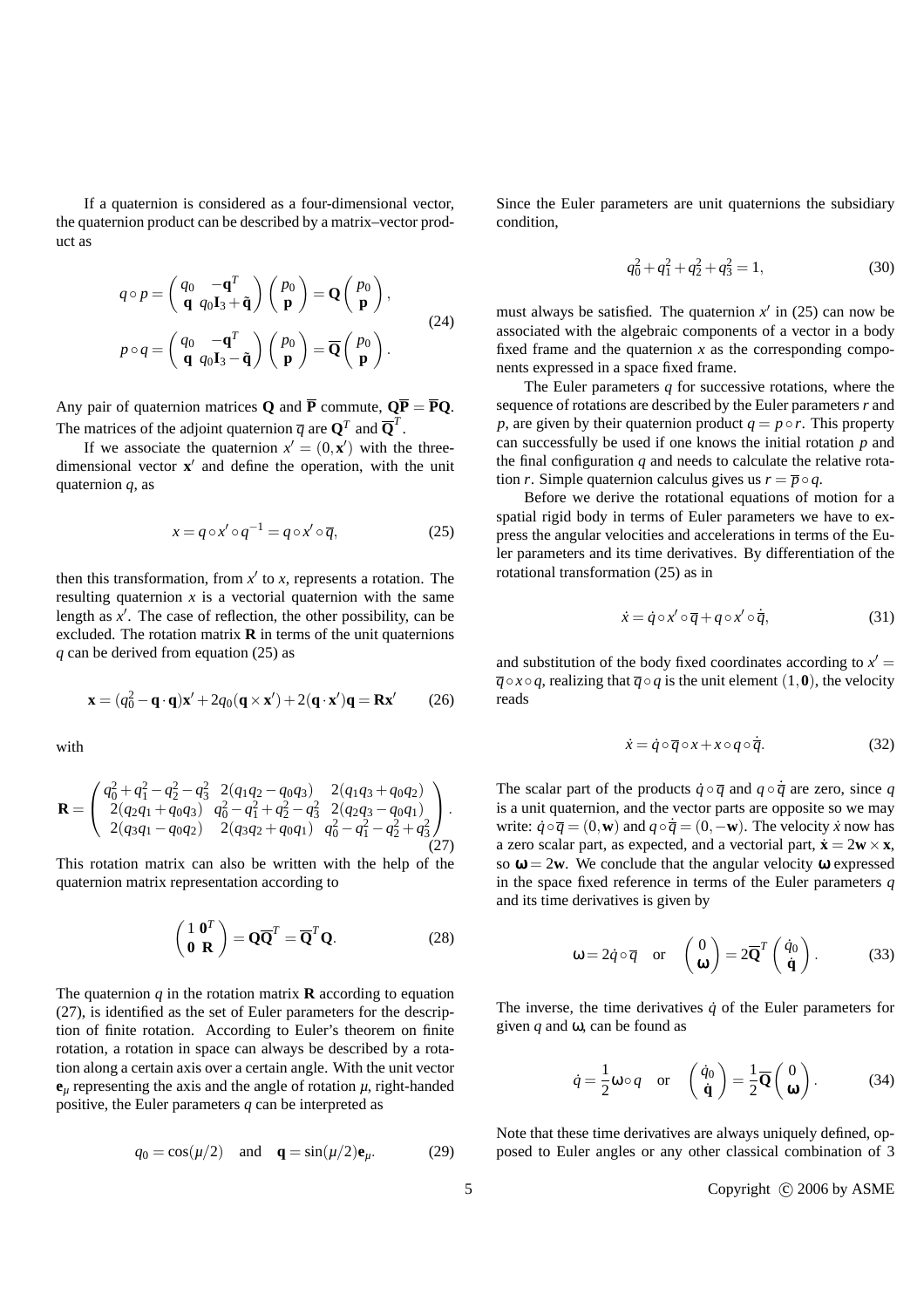If a quaternion is considered as a four-dimensional vector, the quaternion product can be described by a matrix–vector product as

$$
\begin{aligned}
q \circ p &= \begin{pmatrix} q_0 & -\mathbf{q}^T \\ \mathbf{q} & q_0\mathbf{I}_3 + \tilde{\mathbf{q}} \end{pmatrix} \begin{pmatrix} p_0 \\ \mathbf{p} \end{pmatrix} = \mathbf{Q} \begin{pmatrix} p_0 \\ \mathbf{p} \end{pmatrix}, \\
p \circ q &= \begin{pmatrix} q_0 & -\mathbf{q}^T \\ \mathbf{q} & q_0\mathbf{I}_3 - \tilde{\mathbf{q}} \end{pmatrix} \begin{pmatrix} p_0 \\ \mathbf{p} \end{pmatrix} = \overline{\mathbf{Q}} \begin{pmatrix} p_0 \\ \mathbf{p} \end{pmatrix}.
\end{aligned}
\tag{24}
$$

Any pair of quaternion matrices $\mathbf{Q}$ and $\overline{\mathbf{P}}$ commute, $\mathbf{Q}\overline{\mathbf{P}} = \overline{\mathbf{P}}\mathbf{Q}$. The matrices of the adjoint quaternion $\overline{q}$ are $\mathbf{Q}^T$ and $\overline{\mathbf{Q}}^T$.

If we associate the quaternion $x' = (0, \mathbf{x}')$ with the three-dimensional vector $\mathbf{x}'$ and define the operation, with the unit quaternion $q$, as

$$
x = q \circ x' \circ q^{-1} = q \circ x' \circ \overline{q}, \tag{25}
$$

then this transformation, from $x'$ to $x$, represents a rotation. The resulting quaternion $x$ is a vectorial quaternion with the same length as $x'$. The case of reflection, the other possibility, can be excluded. The rotation matrix $\mathbf{R}$ in terms of the unit quaternions $q$ can be derived from equation (25) as

$$
\mathbf{x} = (q_0^2 - \mathbf{q} \cdot \mathbf{q})\mathbf{x}' + 2q_0(\mathbf{q} \times \mathbf{x}') + 2(\mathbf{q} \cdot \mathbf{x}')\mathbf{q} = \mathbf{R}\mathbf{x}' \tag{26}
$$

with

$$
\mathbf{R} = \begin{pmatrix} q_0^2 + q_1^2 - q_2^2 - q_3^2 & 2(q_1q_2 - q_0q_3) & 2(q_1q_3 + q_0q_2) \\ 2(q_2q_1 + q_0q_3) & q_0^2 - q_1^2 + q_2^2 - q_3^2 & 2(q_2q_3 - q_0q_1) \\ 2(q_3q_1 - q_0q_2) & 2(q_3q_2 + q_0q_1) & q_0^2 - q_1^2 - q_2^2 + q_3^2 \end{pmatrix}. \tag{27}
$$

This rotation matrix can also be written with the help of the quaternion matrix representation according to

$$
\begin{pmatrix} 1 & \mathbf{0}^T \\ \mathbf{0} & \mathbf{R} \end{pmatrix} = \mathbf{Q}\overline{\mathbf{Q}}^T = \overline{\mathbf{Q}}^T\mathbf{Q}. \tag{28}
$$

The quaternion $q$ in the rotation matrix $\mathbf{R}$ according to equation (27), is identified as the set of Euler parameters for the description of finite rotation. According to Euler's theorem on finite rotation, a rotation in space can always be described by a rotation along a certain axis over a certain angle. With the unit vector $\mathbf{e}_\mu$ representing the axis and the angle of rotation $\mu$, right-handed positive, the Euler parameters $q$ can be interpreted as

$$
q_0 = \cos(\mu/2) \quad \text{and} \quad \mathbf{q} = \sin(\mu/2)\mathbf{e}_\mu. \tag{29}
$$

Since the Euler parameters are unit quaternions the subsidiary condition,

$$
q_0^2 + q_1^2 + q_2^2 + q_3^2 = 1, \tag{30}
$$

must always be satisfied. The quaternion $x'$ in (25) can now be associated with the algebraic components of a vector in a body fixed frame and the quaternion $x$ as the corresponding components expressed in a space fixed frame.

The Euler parameters $q$ for successive rotations, where the sequence of rotations are described by the Euler parameters $r$ and $p$, are given by their quaternion product $q = p \circ r$. This property can successfully be used if one knows the initial rotation $p$ and the final configuration $q$ and needs to calculate the relative rotation $r$. Simple quaternion calculus gives us $r = \overline{p} \circ q$.

Before we derive the rotational equations of motion for a spatial rigid body in terms of Euler parameters we have to express the angular velocities and accelerations in terms of the Euler parameters and its time derivatives. By differentiation of the rotational transformation (25) as in

$$
\dot{x} = \dot{q} \circ x' \circ \overline{q} + q \circ x' \circ \dot{\overline{q}}, \tag{31}
$$

and substitution of the body fixed coordinates according to $x' = \overline{q} \circ x \circ q$, realizing that $\overline{q} \circ q$ is the unit element $(1, \mathbf{0})$, the velocity reads

$$
\dot{x} = \dot{q} \circ \overline{q} \circ x + x \circ q \circ \dot{\overline{q}}. \tag{32}
$$

The scalar part of the products $\dot{q} \circ \overline{q}$ and $q \circ \dot{\overline{q}}$ are zero, since $q$ is a unit quaternion, and the vector parts are opposite so we may write: $\dot{q} \circ \overline{q} = (0, \mathbf{w})$ and $q \circ \dot{\overline{q}} = (0, -\mathbf{w})$. The velocity $\dot{x}$ now has a zero scalar part, as expected, and a vectorial part, $\dot{\mathbf{x}} = 2\mathbf{w} \times \mathbf{x}$, so $\boldsymbol{\omega} = 2\mathbf{w}$. We conclude that the angular velocity $\boldsymbol{\omega}$ expressed in the space fixed reference in terms of the Euler parameters $q$ and its time derivatives is given by

$$
\omega = 2\dot{q} \circ \overline{q} \quad \text{or} \quad \begin{pmatrix} 0 \\ \boldsymbol{\omega} \end{pmatrix} = 2\overline{\mathbf{Q}}^T \begin{pmatrix} \dot{q}_0 \\ \dot{\mathbf{q}} \end{pmatrix}. \tag{33}
$$

The inverse, the time derivatives $\dot{q}$ of the Euler parameters for given $q$ and $\omega$, can be found as

$$
\dot{q} = \frac{1}{2}\omega \circ q \quad \text{or} \quad \begin{pmatrix} \dot{q}_0 \\ \dot{\mathbf{q}} \end{pmatrix} = \frac{1}{2}\overline{\mathbf{Q}} \begin{pmatrix} 0 \\ \boldsymbol{\omega} \end{pmatrix}. \tag{34}
$$

Note that these time derivatives are always uniquely defined, opposed to Euler angles or any other classical combination of 3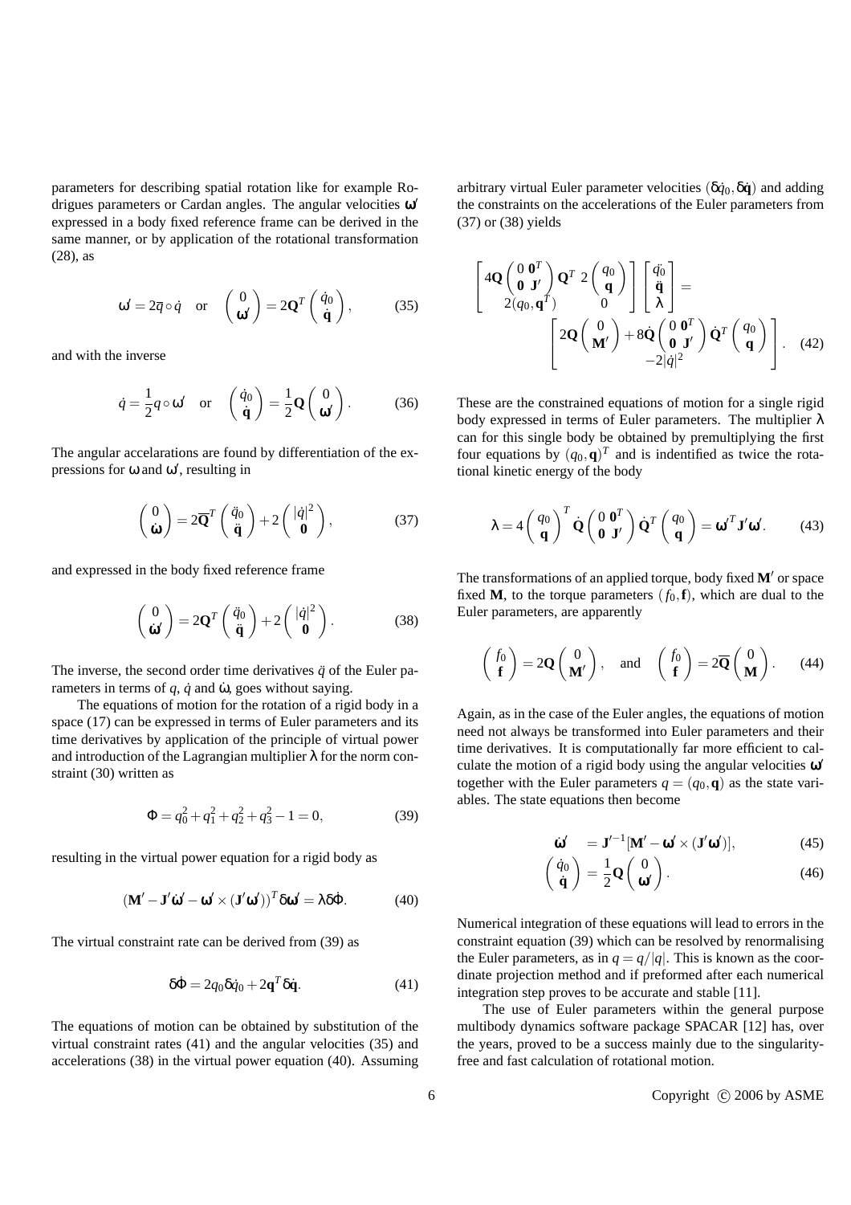parameters for describing spatial rotation like for example Rodrigues parameters or Cardan angles. The angular velocities $\omega'$ expressed in a body fixed reference frame can be derived in the same manner, or by application of the rotational transformation (28), as

$$\omega' = 2\overline{q} \circ \dot{q} \quad \text{or} \quad \begin{pmatrix} 0 \\ \boldsymbol{\omega}' \end{pmatrix} = 2\mathbf{Q}^T \begin{pmatrix} \dot{q}_0 \\ \dot{\mathbf{q}} \end{pmatrix}, \tag{35}$$

and with the inverse

$$\dot{q} = \frac{1}{2} q \circ \omega' \quad \text{or} \quad \begin{pmatrix} \dot{q}_0 \\ \dot{\mathbf{q}} \end{pmatrix} = \frac{1}{2}\mathbf{Q} \begin{pmatrix} 0 \\ \boldsymbol{\omega}' \end{pmatrix}. \tag{36}$$

The angular accelarations are found by differentiation of the expressions for $\omega$ and $\omega'$, resulting in

$$\begin{pmatrix} 0 \\ \dot{\boldsymbol{\omega}} \end{pmatrix} = 2\overline{\mathbf{Q}}^T \begin{pmatrix} \ddot{q}_0 \\ \ddot{\mathbf{q}} \end{pmatrix} + 2 \begin{pmatrix} |\dot{q}|^2 \\ \mathbf{0} \end{pmatrix}, \tag{37}$$

and expressed in the body fixed reference frame

$$\begin{pmatrix} 0 \\ \dot{\boldsymbol{\omega}}' \end{pmatrix} = 2\mathbf{Q}^T \begin{pmatrix} \ddot{q}_0 \\ \ddot{\mathbf{q}} \end{pmatrix} + 2 \begin{pmatrix} |\dot{q}|^2 \\ \mathbf{0} \end{pmatrix}. \tag{38}$$

The inverse, the second order time derivatives $\ddot{q}$ of the Euler parameters in terms of $q$, $\dot{q}$ and $\dot{\omega}$, goes without saying.

The equations of motion for the rotation of a rigid body in a space (17) can be expressed in terms of Euler parameters and its time derivatives by application of the principle of virtual power and introduction of the Lagrangian multiplier $\lambda$ for the norm constraint (30) written as

$$\Phi = q_0^2 + q_1^2 + q_2^2 + q_3^2 - 1 = 0, \tag{39}$$

resulting in the virtual power equation for a rigid body as

$$(\mathbf{M}' - \mathbf{J}'\dot{\boldsymbol{\omega}}' - \boldsymbol{\omega}' \times (\mathbf{J}'\boldsymbol{\omega}'))^T \delta\boldsymbol{\omega}' = \lambda \delta\dot{\Phi}. \tag{40}$$

The virtual constraint rate can be derived from (39) as

$$\delta\dot{\Phi} = 2q_0 \delta\dot{q}_0 + 2\mathbf{q}^T \delta\dot{\mathbf{q}}. \tag{41}$$

The equations of motion can be obtained by substitution of the virtual constraint rates (41) and the angular velocities (35) and accelerations (38) in the virtual power equation (40). Assuming arbitrary virtual Euler parameter velocities $(\delta\dot{q}_0, \delta\dot{\mathbf{q}})$ and adding the constraints on the accelerations of the Euler parameters from (37) or (38) yields

$$\begin{bmatrix} 4\mathbf{Q}\begin{pmatrix} 0 & \mathbf{0}^T \\ \mathbf{0} & \mathbf{J}' \end{pmatrix}\mathbf{Q}^T & 2\begin{pmatrix} q_0 \\ \mathbf{q} \end{pmatrix} \\ 2(q_0, \mathbf{q}^T) & 0 \end{bmatrix} \begin{bmatrix} \ddot{q}_0 \\ \ddot{\mathbf{q}} \\ \lambda \end{bmatrix} = \begin{bmatrix} 2\mathbf{Q}\begin{pmatrix} 0 \\ \mathbf{M}' \end{pmatrix} + 8\dot{\mathbf{Q}}\begin{pmatrix} 0 & \mathbf{0}^T \\ \mathbf{0} & \mathbf{J}' \end{pmatrix}\dot{\mathbf{Q}}^T\begin{pmatrix} q_0 \\ \mathbf{q} \end{pmatrix} \\ -2|\dot{q}|^2 \end{bmatrix}. \tag{42}$$

These are the constrained equations of motion for a single rigid body expressed in terms of Euler parameters. The multiplier $\lambda$ can for this single body be obtained by premultiplying the first four equations by $(q_0, \mathbf{q})^T$ and is indentified as twice the rotational kinetic energy of the body

$$\lambda = 4\begin{pmatrix} q_0 \\ \mathbf{q} \end{pmatrix}^T \dot{\mathbf{Q}} \begin{pmatrix} 0 & \mathbf{0}^T \\ \mathbf{0} & \mathbf{J}' \end{pmatrix} \dot{\mathbf{Q}}^T \begin{pmatrix} q_0 \\ \mathbf{q} \end{pmatrix} = \boldsymbol{\omega}'^T \mathbf{J}' \boldsymbol{\omega}'. \tag{43}$$

The transformations of an applied torque, body fixed $\mathbf{M}'$ or space fixed $\mathbf{M}$, to the torque parameters $(f_0, \mathbf{f})$, which are dual to the Euler parameters, are apparently

$$\begin{pmatrix} f_0 \\ \mathbf{f} \end{pmatrix} = 2\mathbf{Q}\begin{pmatrix} 0 \\ \mathbf{M}' \end{pmatrix}, \quad \text{and} \quad \begin{pmatrix} f_0 \\ \mathbf{f} \end{pmatrix} = 2\overline{\mathbf{Q}}\begin{pmatrix} 0 \\ \mathbf{M} \end{pmatrix}. \tag{44}$$

Again, as in the case of the Euler angles, the equations of motion need not always be transformed into Euler parameters and their time derivatives. It is computationally far more efficient to calculate the motion of a rigid body using the angular velocities $\boldsymbol{\omega}'$ together with the Euler parameters $q = (q_0, \mathbf{q})$ as the state variables. The state equations then become

$$\dot{\boldsymbol{\omega}}' = \mathbf{J}'^{-1}[\mathbf{M}' - \boldsymbol{\omega}' \times (\mathbf{J}'\boldsymbol{\omega}')], \tag{45}$$

$$\begin{pmatrix} \dot{q}_0 \\ \dot{\mathbf{q}} \end{pmatrix} = \frac{1}{2}\mathbf{Q}\begin{pmatrix} 0 \\ \boldsymbol{\omega}' \end{pmatrix}. \tag{46}$$

Numerical integration of these equations will lead to errors in the constraint equation (39) which can be resolved by renormalising the Euler parameters, as in $q = q/|q|$. This is known as the coordinate projection method and if preformed after each numerical integration step proves to be accurate and stable [11].

The use of Euler parameters within the general purpose multibody dynamics software package SPACAR [12] has, over the years, proved to be a success mainly due to the singularity-free and fast calculation of rotational motion.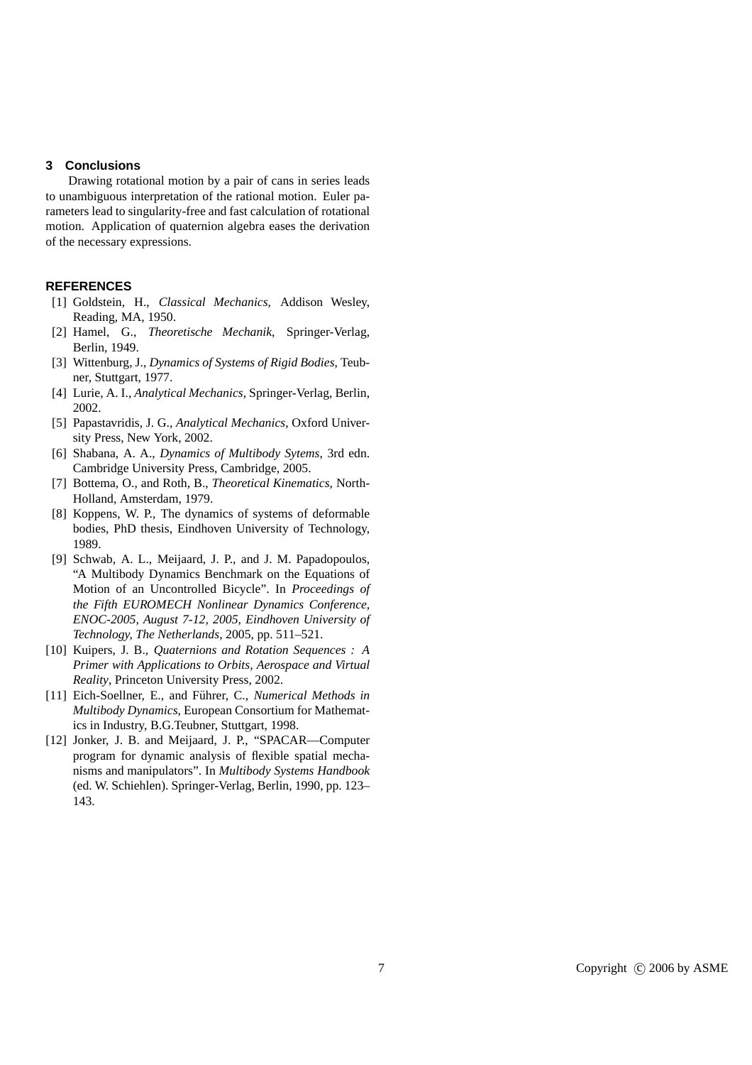## 3 Conclusions

Drawing rotational motion by a pair of cans in series leads to unambiguous interpretation of the rational motion. Euler parameters lead to singularity-free and fast calculation of rotational motion. Application of quaternion algebra eases the derivation of the necessary expressions.

## REFERENCES

[1] Goldstein, H., *Classical Mechanics*, Addison Wesley, Reading, MA, 1950.

[2] Hamel, G., *Theoretische Mechanik*, Springer-Verlag, Berlin, 1949.

[3] Wittenburg, J., *Dynamics of Systems of Rigid Bodies*, Teubner, Stuttgart, 1977.

[4] Lurie, A. I., *Analytical Mechanics*, Springer-Verlag, Berlin, 2002.

[5] Papastavridis, J. G., *Analytical Mechanics*, Oxford University Press, New York, 2002.

[6] Shabana, A. A., *Dynamics of Multibody Sytems*, 3rd edn. Cambridge University Press, Cambridge, 2005.

[7] Bottema, O., and Roth, B., *Theoretical Kinematics*, North-Holland, Amsterdam, 1979.

[8] Koppens, W. P., The dynamics of systems of deformable bodies, PhD thesis, Eindhoven University of Technology, 1989.

[9] Schwab, A. L., Meijaard, J. P., and J. M. Papadopoulos, "A Multibody Dynamics Benchmark on the Equations of Motion of an Uncontrolled Bicycle". In *Proceedings of the Fifth EUROMECH Nonlinear Dynamics Conference, ENOC-2005, August 7-12, 2005, Eindhoven University of Technology, The Netherlands*, 2005, pp. 511–521.

[10] Kuipers, J. B., *Quaternions and Rotation Sequences : A Primer with Applications to Orbits, Aerospace and Virtual Reality*, Princeton University Press, 2002.

[11] Eich-Soellner, E., and Führer, C., *Numerical Methods in Multibody Dynamics*, European Consortium for Mathematics in Industry, B.G.Teubner, Stuttgart, 1998.

[12] Jonker, J. B. and Meijaard, J. P., "SPACAR—Computer program for dynamic analysis of flexible spatial mechanisms and manipulators". In *Multibody Systems Handbook* (ed. W. Schiehlen). Springer-Verlag, Berlin, 1990, pp. 123–143.